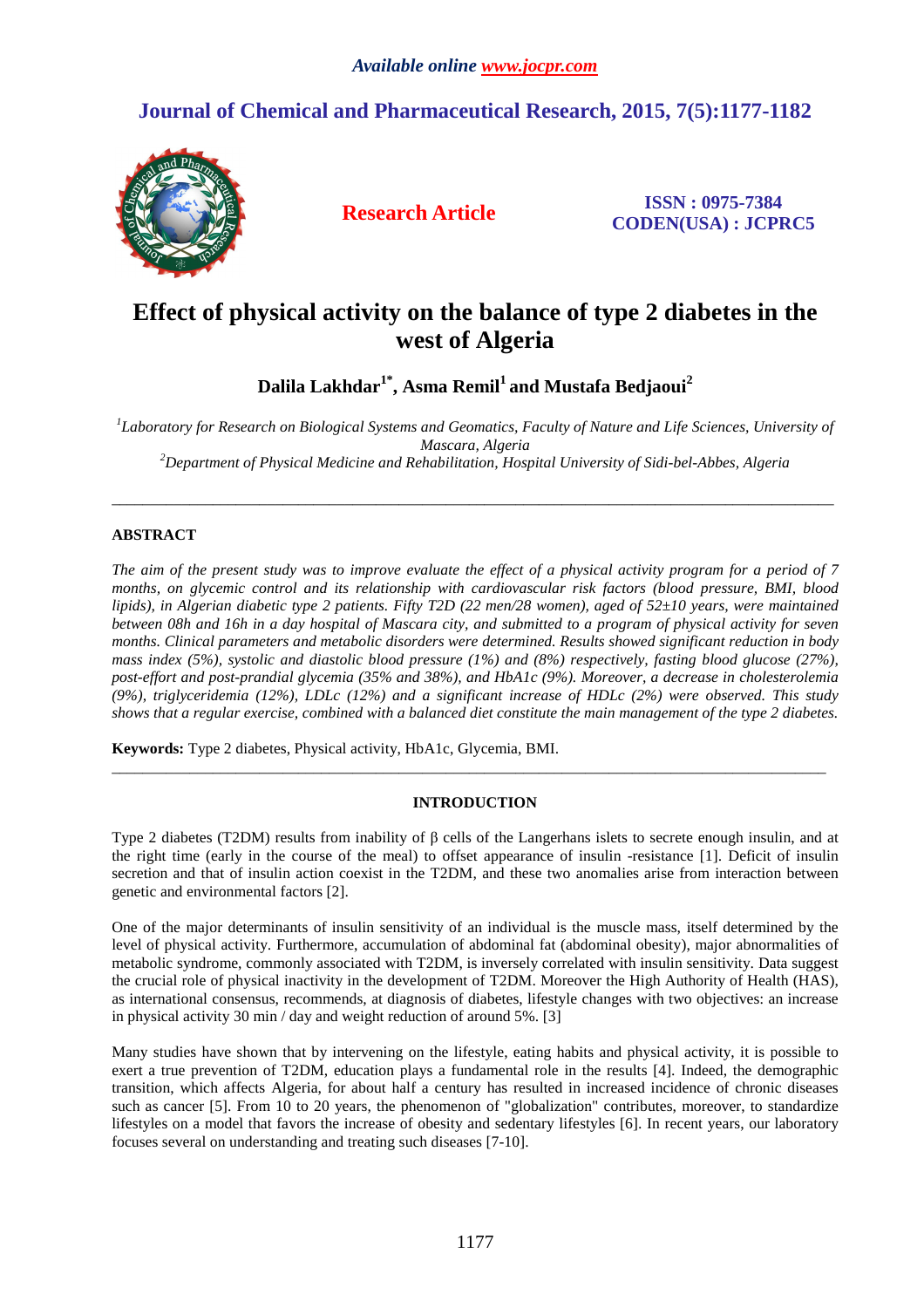# Effect of physical activity on the balance of type 2 diabetes in the west of Algeria

**Dalila Lakhdar[1*], Asma Remil[1] and Mustafa Bedjaoui[2]**

*[1]Laboratory for Research on Biological Systems and Geomatics, Faculty of Nature and Life Sciences, University of Mascara, Algeria*
*[2]Department of Physical Medicine and Rehabilitation, Hospital University of Sidi-bel-Abbes, Algeria*

---

## ABSTRACT

*The aim of the present study was to improve evaluate the effect of a physical activity program for a period of 7 months, on glycemic control and its relationship with cardiovascular risk factors (blood pressure, BMI, blood lipids), in Algerian diabetic type 2 patients. Fifty T2D (22 men/28 women), aged of 52±10 years, were maintained between 08h and 16h in a day hospital of Mascara city, and submitted to a program of physical activity for seven months. Clinical parameters and metabolic disorders were determined. Results showed significant reduction in body mass index (5%), systolic and diastolic blood pressure (1%) and (8%) respectively, fasting blood glucose (27%), post-effort and post-prandial glycemia (35% and 38%), and HbA1c (9%). Moreover, a decrease in cholesterolemia (9%), triglyceridemia (12%), LDLc (12%) and a significant increase of HDLc (2%) were observed. This study shows that a regular exercise, combined with a balanced diet constitute the main management of the type 2 diabetes.*

**Keywords:** Type 2 diabetes, Physical activity, HbA1c, Glycemia, BMI.

---

## INTRODUCTION

Type 2 diabetes (T2DM) results from inability of β cells of the Langerhans islets to secrete enough insulin, and at the right time (early in the course of the meal) to offset appearance of insulin -resistance [1]. Deficit of insulin secretion and that of insulin action coexist in the T2DM, and these two anomalies arise from interaction between genetic and environmental factors [2].

One of the major determinants of insulin sensitivity of an individual is the muscle mass, itself determined by the level of physical activity. Furthermore, accumulation of abdominal fat (abdominal obesity), major abnormalities of metabolic syndrome, commonly associated with T2DM, is inversely correlated with insulin sensitivity. Data suggest the crucial role of physical inactivity in the development of T2DM. Moreover the High Authority of Health (HAS), as international consensus, recommends, at diagnosis of diabetes, lifestyle changes with two objectives: an increase in physical activity 30 min / day and weight reduction of around 5%. [3]

Many studies have shown that by intervening on the lifestyle, eating habits and physical activity, it is possible to exert a true prevention of T2DM, education plays a fundamental role in the results [4]. Indeed, the demographic transition, which affects Algeria, for about half a century has resulted in increased incidence of chronic diseases such as cancer [5]. From 10 to 20 years, the phenomenon of "globalization" contributes, moreover, to standardize lifestyles on a model that favors the increase of obesity and sedentary lifestyles [6]. In recent years, our laboratory focuses several on understanding and treating such diseases [7-10].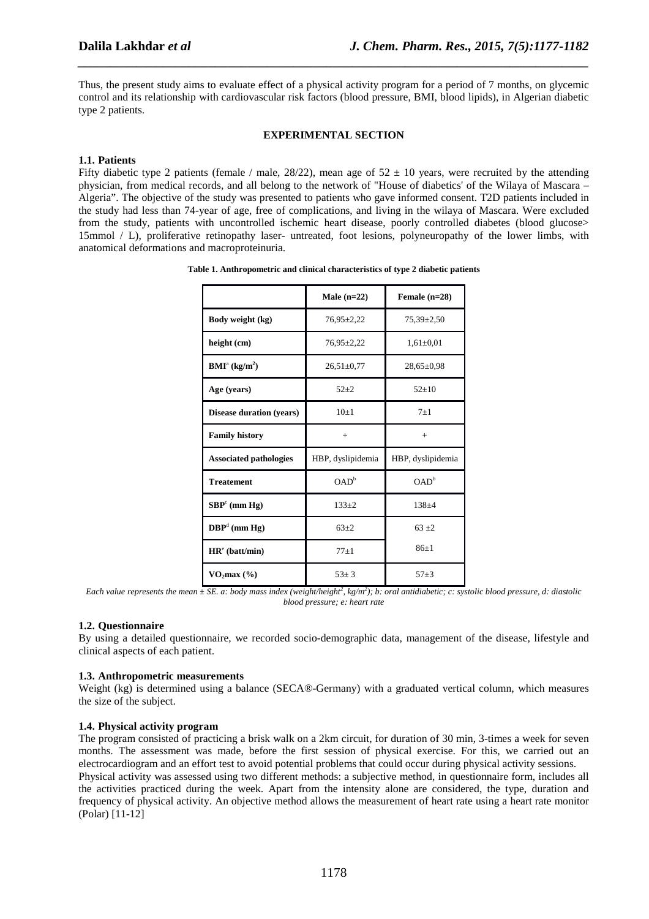Thus, the present study aims to evaluate effect of a physical activity program for a period of 7 months, on glycemic control and its relationship with cardiovascular risk factors (blood pressure, BMI, blood lipids), in Algerian diabetic type 2 patients.

## EXPERIMENTAL SECTION

### 1.1. Patients

Fifty diabetic type 2 patients (female / male, 28/22), mean age of 52 ± 10 years, were recruited by the attending physician, from medical records, and all belong to the network of "House of diabetics' of the Wilaya of Mascara – Algeria". The objective of the study was presented to patients who gave informed consent. T2D patients included in the study had less than 74-year of age, free of complications, and living in the wilaya of Mascara. Were excluded from the study, patients with uncontrolled ischemic heart disease, poorly controlled diabetes (blood glucose> 15mmol / L), proliferative retinopathy laser- untreated, foot lesions, polyneuropathy of the lower limbs, with anatomical deformations and macroproteinuria.

**Table 1. Anthropometric and clinical characteristics of type 2 diabetic patients**

| | Male (n=22) | Female (n=28) |
|---|---|---|
| **Body weight (kg)** | 76,95±2,22 | 75,39±2,50 |
| **height (cm)** | 76,95±2,22 | 1,61±0,01 |
| **BMI[a] (kg/m²)** | 26,51±0,77 | 28,65±0,98 |
| **Age (years)** | 52±2 | 52±10 |
| **Disease duration (years)** | 10±1 | 7±1 |
| **Family history** | + | + |
| **Associated pathologies** | HBP, dyslipidemia | HBP, dyslipidemia |
| **Treatement** | OAD[b] | OAD[b] |
| **SBP[c] (mm Hg)** | 133±2 | 138±4 |
| **DBP[d] (mm Hg)** | 63±2 | 63 ±2 |
| **HR[e] (batt/min)** | 77±1 | 86±1 |
| **$VO_2$max (%)** | 53± 3 | 57±3 |

*Each value represents the mean ± SE. a: body mass index (weight/height², kg/m²); b: oral antidiabetic; c: systolic blood pressure, d: diastolic blood pressure; e: heart rate*

### 1.2. Questionnaire

By using a detailed questionnaire, we recorded socio-demographic data, management of the disease, lifestyle and clinical aspects of each patient.

### 1.3. Anthropometric measurements

Weight (kg) is determined using a balance (SECA®-Germany) with a graduated vertical column, which measures the size of the subject.

### 1.4. Physical activity program

The program consisted of practicing a brisk walk on a 2km circuit, for duration of 30 min, 3-times a week for seven months. The assessment was made, before the first session of physical exercise. For this, we carried out an electrocardiogram and an effort test to avoid potential problems that could occur during physical activity sessions.

Physical activity was assessed using two different methods: a subjective method, in questionnaire form, includes all the activities practiced during the week. Apart from the intensity alone are considered, the type, duration and frequency of physical activity. An objective method allows the measurement of heart rate using a heart rate monitor (Polar) [11-12]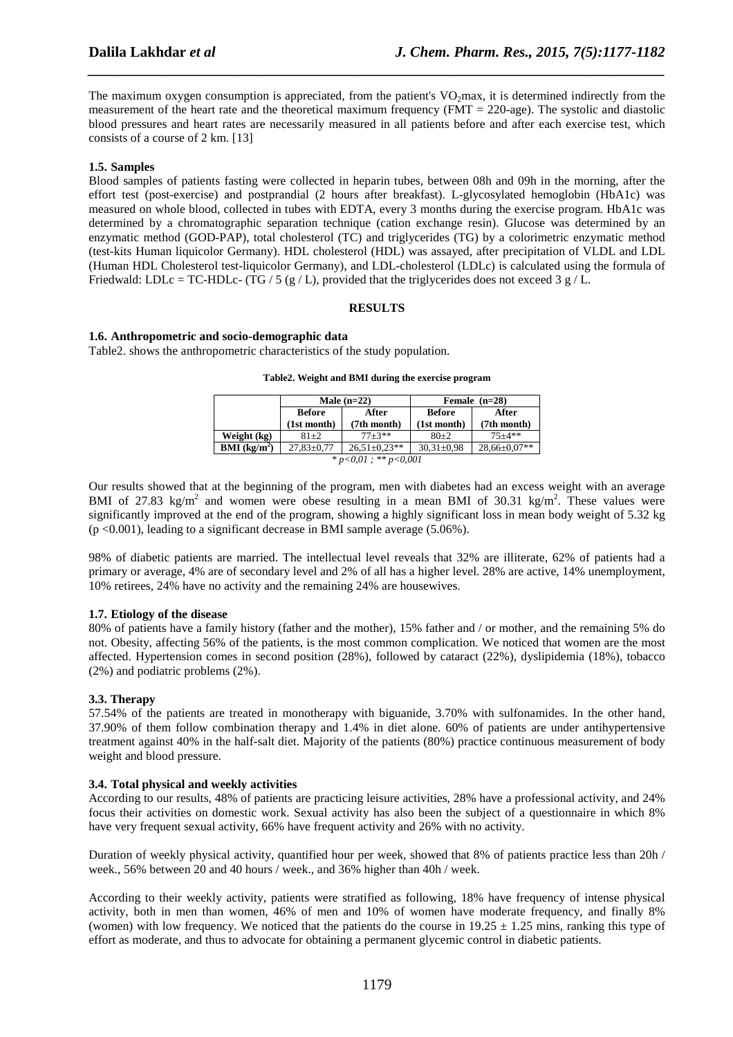The maximum oxygen consumption is appreciated, from the patient's $VO_2$max, it is determined indirectly from the measurement of the heart rate and the theoretical maximum frequency (FMT = 220-age). The systolic and diastolic blood pressures and heart rates are necessarily measured in all patients before and after each exercise test, which consists of a course of 2 km. [13]

### 1.5. Samples

Blood samples of patients fasting were collected in heparin tubes, between 08h and 09h in the morning, after the effort test (post-exercise) and postprandial (2 hours after breakfast). L-glycosylated hemoglobin (HbA1c) was measured on whole blood, collected in tubes with EDTA, every 3 months during the exercise program. HbA1c was determined by a chromatographic separation technique (cation exchange resin). Glucose was determined by an enzymatic method (GOD-PAP), total cholesterol (TC) and triglycerides (TG) by a colorimetric enzymatic method (test-kits Human liquicolor Germany). HDL cholesterol (HDL) was assayed, after precipitation of VLDL and LDL (Human HDL Cholesterol test-liquicolor Germany), and LDL-cholesterol (LDLc) is calculated using the formula of Friedwald: LDLc = TC-HDLc- (TG / 5 (g / L), provided that the triglycerides does not exceed 3 g / L.

## RESULTS

### 1.6. Anthropometric and socio-demographic data

Table2. shows the anthropometric characteristics of the study population.

**Table2. Weight and BMI during the exercise program**

| | Male (n=22) | | Female (n=28) | |
|---|---|---|---|---|
| | Before (1st month) | After (7th month) | Before (1st month) | After (7th month) |
| **Weight (kg)** | 81±2 | 77±3** | 80±2 | 75±4** |
| **BMI (kg/m²)** | 27,83±0,77 | 26,51±0,23** | 30,31±0,98 | 28,66±0,07** |

*\* p<0,01 ; \*\* p<0,001*

Our results showed that at the beginning of the program, men with diabetes had an excess weight with an average BMI of 27.83 kg/m² and women were obese resulting in a mean BMI of 30.31 kg/m². These values were significantly improved at the end of the program, showing a highly significant loss in mean body weight of 5.32 kg ($p < 0.001$), leading to a significant decrease in BMI sample average (5.06%).

98% of diabetic patients are married. The intellectual level reveals that 32% are illiterate, 62% of patients had a primary or average, 4% are of secondary level and 2% of all has a higher level. 28% are active, 14% unemployment, 10% retirees, 24% have no activity and the remaining 24% are housewives.

### 1.7. Etiology of the disease

80% of patients have a family history (father and the mother), 15% father and / or mother, and the remaining 5% do not. Obesity, affecting 56% of the patients, is the most common complication. We noticed that women are the most affected. Hypertension comes in second position (28%), followed by cataract (22%), dyslipidemia (18%), tobacco (2%) and podiatric problems (2%).

### 3.3. Therapy

57.54% of the patients are treated in monotherapy with biguanide, 3.70% with sulfonamides. In the other hand, 37.90% of them follow combination therapy and 1.4% in diet alone. 60% of patients are under antihypertensive treatment against 40% in the half-salt diet. Majority of the patients (80%) practice continuous measurement of body weight and blood pressure.

### 3.4. Total physical and weekly activities

According to our results, 48% of patients are practicing leisure activities, 28% have a professional activity, and 24% focus their activities on domestic work. Sexual activity has also been the subject of a questionnaire in which 8% have very frequent sexual activity, 66% have frequent activity and 26% with no activity.

Duration of weekly physical activity, quantified hour per week, showed that 8% of patients practice less than 20h / week., 56% between 20 and 40 hours / week., and 36% higher than 40h / week.

According to their weekly activity, patients were stratified as following, 18% have frequency of intense physical activity, both in men than women, 46% of men and 10% of women have moderate frequency, and finally 8% (women) with low frequency. We noticed that the patients do the course in 19.25 ± 1.25 mins, ranking this type of effort as moderate, and thus to advocate for obtaining a permanent glycemic control in diabetic patients.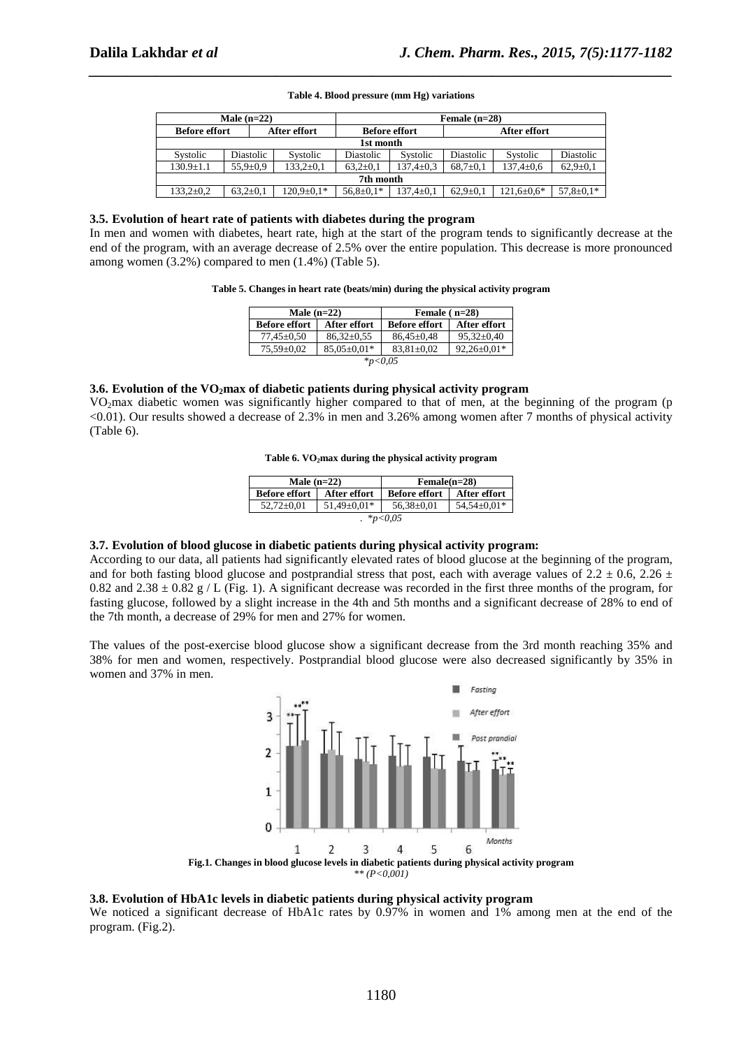**Table 4. Blood pressure (mm Hg) variations**

| Male (n=22) | | | | Female (n=28) | | | |
|---|---|---|---|---|---|---|---|
| Before effort | | After effort | | Before effort | | After effort | |
| 1st month | | | | | | | |
| Systolic | Diastolic | Systolic | Diastolic | Systolic | Diastolic | Systolic | Diastolic |
| 130.9±1.1 | 55,9±0,9 | 133,2±0,1 | 63,2±0,1 | 137,4±0,3 | 68,7±0,1 | 137,4±0,6 | 62,9±0,1 |
| 7th month | | | | | | | |
| 133,2±0,2 | 63,2±0,1 | 120,9±0,1* | 56,8±0,1* | 137,4±0,1 | 62,9±0,1 | 121,6±0,6* | 57,8±0,1* |

### 3.5. Evolution of heart rate of patients with diabetes during the program

In men and women with diabetes, heart rate, high at the start of the program tends to significantly decrease at the end of the program, with an average decrease of 2.5% over the entire population. This decrease is more pronounced among women (3.2%) compared to men (1.4%) (Table 5).

**Table 5. Changes in heart rate (beats/min) during the physical activity program**

| Male (n=22) | | Female ( n=28) | |
|---|---|---|---|
| Before effort | After effort | Before effort | After effort |
| 77,45±0,50 | 86,32±0,55 | 86,45±0,48 | 95,32±0,40 |
| 75,59±0,02 | 85,05±0,01* | 83,81±0,02 | 92,26±0,01* |

*$p<0,05$

### 3.6. Evolution of the $VO_2$max of diabetic patients during physical activity program

$VO_2$max diabetic women was significantly higher compared to that of men, at the beginning of the program ($p < 0.01$). Our results showed a decrease of 2.3% in men and 3.26% among women after 7 months of physical activity (Table 6).

**Table 6. $VO_2$max during the physical activity program**

| Male (n=22) | | Female(n=28) | |
|---|---|---|---|
| Before effort | After effort | Before effort | After effort |
| 52,72±0,01 | 51,49±0,01* | 56,38±0,01 | 54,54±0,01* |

. *$p<0,05$

### 3.7. Evolution of blood glucose in diabetic patients during physical activity program:

According to our data, all patients had significantly elevated rates of blood glucose at the beginning of the program, and for both fasting blood glucose and postprandial stress that post, each with average values of 2.2 ± 0.6, 2.26 ± 0.82 and 2.38 ± 0.82 g / L (Fig. 1). A significant decrease was recorded in the first three months of the program, for fasting glucose, followed by a slight increase in the 4th and 5th months and a significant decrease of 28% to end of the 7th month, a decrease of 29% for men and 27% for women.

The values of the post-exercise blood glucose show a significant decrease from the 3rd month reaching 35% and 38% for men and women, respectively. Postprandial blood glucose were also decreased significantly by 35% in women and 37% in men.

**Fig.1. Changes in blood glucose levels in diabetic patients during physical activity program**
*** ($P<0,001$)*

### 3.8. Evolution of HbA1c levels in diabetic patients during physical activity program

We noticed a significant decrease of HbA1c rates by 0.97% in women and 1% among men at the end of the program. (Fig.2).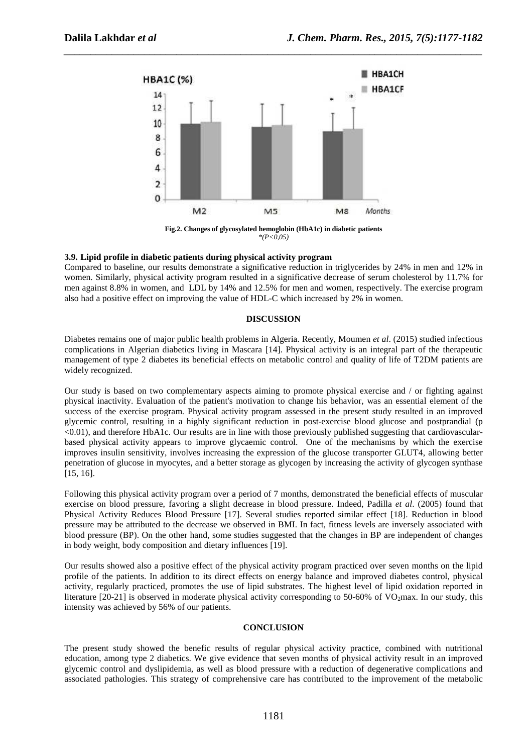Fig.2. Changes of glycosylated hemoglobin (HbA1c) in diabetic patients
*(P<0,05)*

### 3.9. Lipid profile in diabetic patients during physical activity program

Compared to baseline, our results demonstrate a significative reduction in triglycerides by 24% in men and 12% in women. Similarly, physical activity program resulted in a significative decrease of serum cholesterol by 11.7% for men against 8.8% in women, and LDL by 14% and 12.5% for men and women, respectively. The exercise program also had a positive effect on improving the value of HDL-C which increased by 2% in women.

## DISCUSSION

Diabetes remains one of major public health problems in Algeria. Recently, Moumen *et al*. (2015) studied infectious complications in Algerian diabetics living in Mascara [14]. Physical activity is an integral part of the therapeutic management of type 2 diabetes its beneficial effects on metabolic control and quality of life of T2DM patients are widely recognized.

Our study is based on two complementary aspects aiming to promote physical exercise and / or fighting against physical inactivity. Evaluation of the patient's motivation to change his behavior, was an essential element of the success of the exercise program. Physical activity program assessed in the present study resulted in an improved glycemic control, resulting in a highly significant reduction in post-exercise blood glucose and postprandial ($p < 0.01$), and therefore HbA1c. Our results are in line with those previously published suggesting that cardiovascular-based physical activity appears to improve glycaemic control. One of the mechanisms by which the exercise improves insulin sensitivity, involves increasing the expression of the glucose transporter GLUT4, allowing better penetration of glucose in myocytes, and a better storage as glycogen by increasing the activity of glycogen synthase [15, 16].

Following this physical activity program over a period of 7 months, demonstrated the beneficial effects of muscular exercise on blood pressure, favoring a slight decrease in blood pressure. Indeed, Padilla *et al*. (2005) found that Physical Activity Reduces Blood Pressure [17]. Several studies reported similar effect [18]. Reduction in blood pressure may be attributed to the decrease we observed in BMI. In fact, fitness levels are inversely associated with blood pressure (BP). On the other hand, some studies suggested that the changes in BP are independent of changes in body weight, body composition and dietary influences [19].

Our results showed also a positive effect of the physical activity program practiced over seven months on the lipid profile of the patients. In addition to its direct effects on energy balance and improved diabetes control, physical activity, regularly practiced, promotes the use of lipid substrates. The highest level of lipid oxidation reported in literature [20-21] is observed in moderate physical activity corresponding to 50-60% of $VO_2$max. In our study, this intensity was achieved by 56% of our patients.

## CONCLUSION

The present study showed the benefic results of regular physical activity practice, combined with nutritional education, among type 2 diabetics. We give evidence that seven months of physical activity result in an improved glycemic control and dyslipidemia, as well as blood pressure with a reduction of degenerative complications and associated pathologies. This strategy of comprehensive care has contributed to the improvement of the metabolic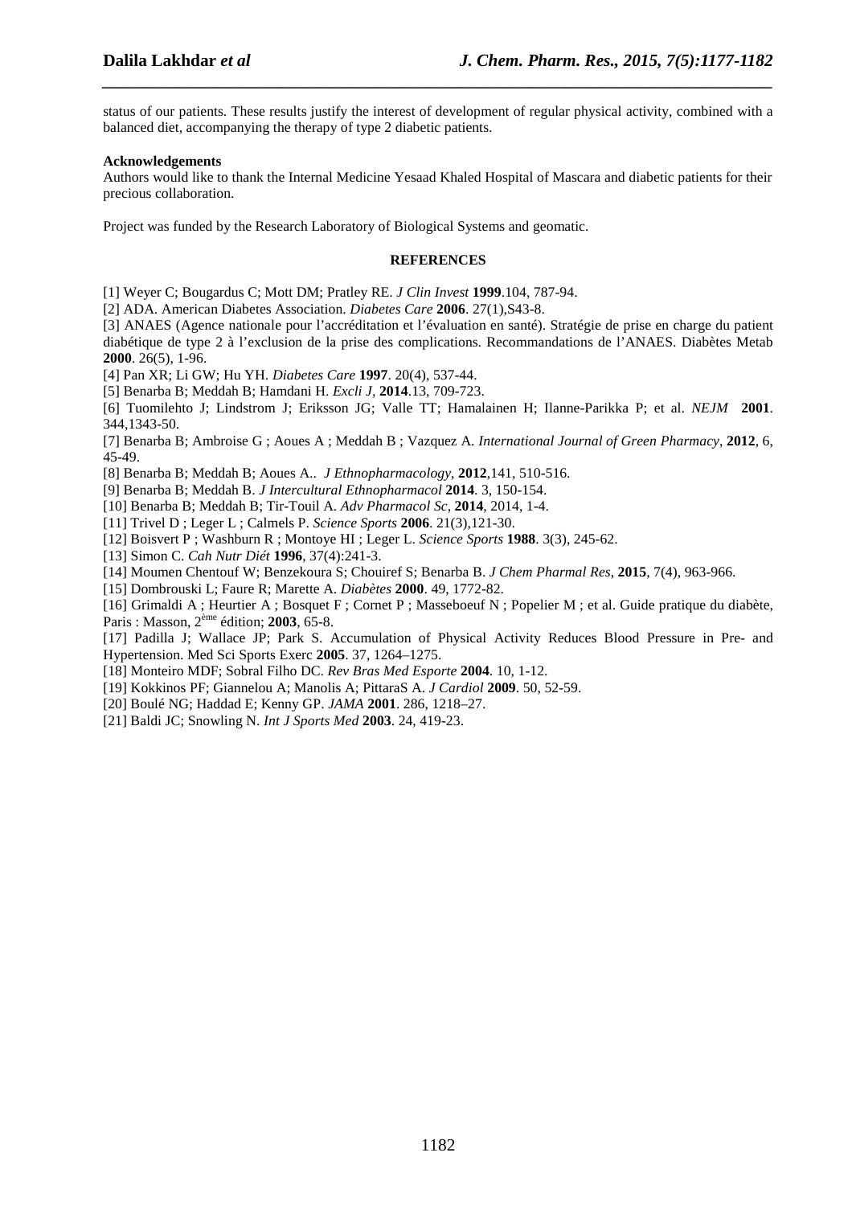status of our patients. These results justify the interest of development of regular physical activity, combined with a balanced diet, accompanying the therapy of type 2 diabetic patients.

**Acknowledgements**

Authors would like to thank the Internal Medicine Yesaad Khaled Hospital of Mascara and diabetic patients for their precious collaboration.

Project was funded by the Research Laboratory of Biological Systems and geomatic.

## REFERENCES

[1] Weyer C; Bougardus C; Mott DM; Pratley RE. *J Clin Invest* **1999**.104, 787-94.

[2] ADA. American Diabetes Association. *Diabetes Care* **2006**. 27(1),S43-8.

[3] ANAES (Agence nationale pour l'accréditation et l'évaluation en santé). Stratégie de prise en charge du patient diabétique de type 2 à l'exclusion de la prise des complications. Recommandations de l'ANAES. Diabètes Metab **2000**. 26(5), 1-96.

[4] Pan XR; Li GW; Hu YH. *Diabetes Care* **1997**. 20(4), 537-44.

[5] Benarba B; Meddah B; Hamdani H. *Excli J*, **2014**.13, 709-723.

[6] Tuomilehto J; Lindstrom J; Eriksson JG; Valle TT; Hamalainen H; Ilanne-Parikka P; et al. *NEJM* **2001**. 344,1343-50.

[7] Benarba B; Ambroise G ; Aoues A ; Meddah B ; Vazquez A. *International Journal of Green Pharmacy*, **2012**, 6, 45-49.

[8] Benarba B; Meddah B; Aoues A.. *J Ethnopharmacology*, **2012**,141, 510-516.

[9] Benarba B; Meddah B. *J Intercultural Ethnopharmacol* **2014**. 3, 150-154.

[10] Benarba B; Meddah B; Tir-Touil A. *Adv Pharmacol Sc*, **2014**, 2014, 1-4.

[11] Trivel D ; Leger L ; Calmels P. *Science Sports* **2006**. 21(3),121-30.

[12] Boisvert P ; Washburn R ; Montoye HI ; Leger L. *Science Sports* **1988**. 3(3), 245-62.

[13] Simon C. *Cah Nutr Diét* **1996**, 37(4):241-3.

[14] Moumen Chentouf W; Benzekoura S; Chouiref S; Benarba B. *J Chem Pharmal Res*, **2015**, 7(4), 963-966.

[15] Dombrouski L; Faure R; Marette A. *Diabètes* **2000**. 49, 1772-82.

[16] Grimaldi A ; Heurtier A ; Bosquet F ; Cornet P ; Masseboeuf N ; Popelier M ; et al. Guide pratique du diabète, Paris : Masson, 2ème édition; **2003**, 65-8.

[17] Padilla J; Wallace JP; Park S. Accumulation of Physical Activity Reduces Blood Pressure in Pre- and Hypertension. Med Sci Sports Exerc **2005**. 37, 1264–1275.

[18] Monteiro MDF; Sobral Filho DC. *Rev Bras Med Esporte* **2004**. 10, 1-12.

[19] Kokkinos PF; Giannelou A; Manolis A; PittaraS A. *J Cardiol* **2009**. 50, 52-59.

[20] Boulé NG; Haddad E; Kenny GP. *JAMA* **2001**. 286, 1218–27.

[21] Baldi JC; Snowling N. *Int J Sports Med* **2003**. 24, 419-23.